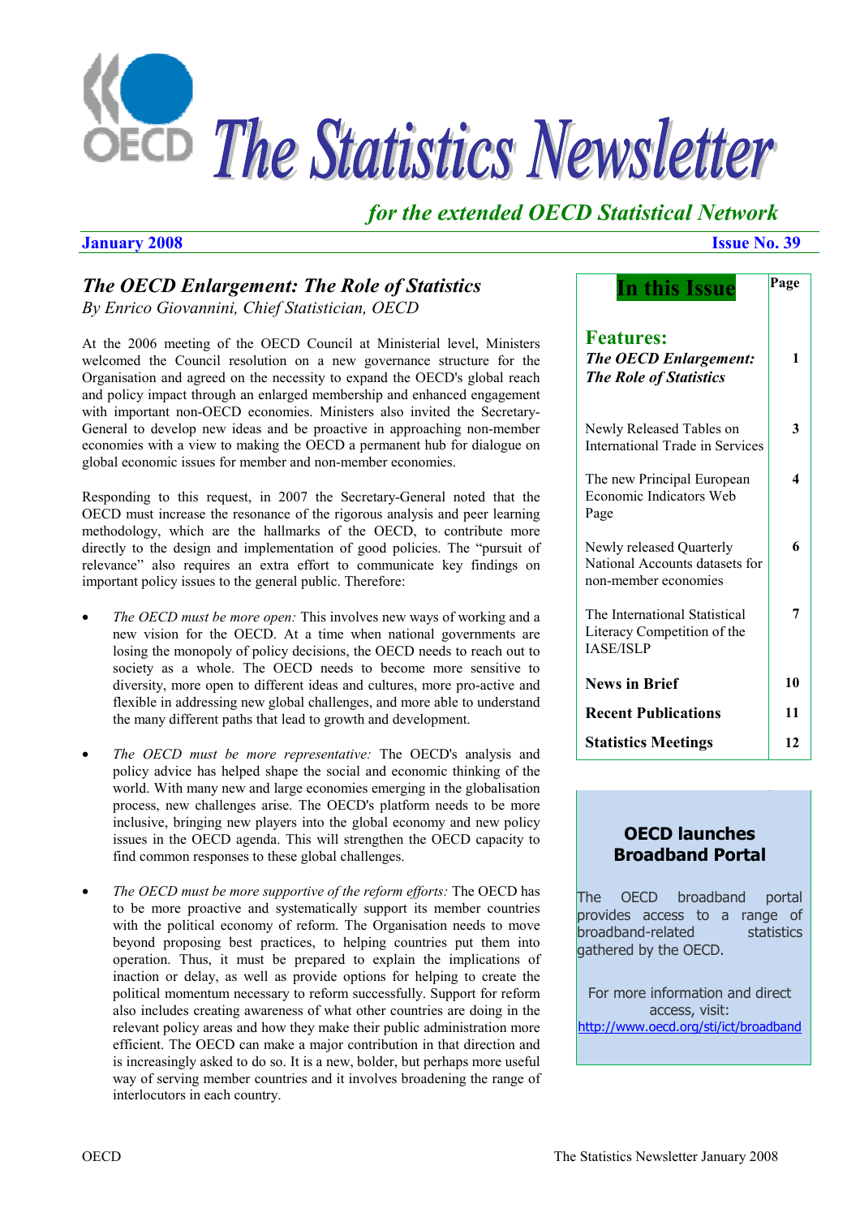# The Statistics Newsletter

*for the extended OECD Statistical Network*

**January 2008** **Issue No. 39**

## *The OECD Enlargement: The Role of Statistics*

*By Enrico Giovannini, Chief Statistician, OECD*

At the 2006 meeting of the OECD Council at Ministerial level, Ministers welcomed the Council resolution on a new governance structure for the Organisation and agreed on the necessity to expand the OECD's global reach and policy impact through an enlarged membership and enhanced engagement with important non-OECD economies. Ministers also invited the Secretary-General to develop new ideas and be proactive in approaching non-member economies with a view to making the OECD a permanent hub for dialogue on global economic issues for member and non-member economies.

Responding to this request, in 2007 the Secretary-General noted that the OECD must increase the resonance of the rigorous analysis and peer learning methodology, which are the hallmarks of the OECD, to contribute more directly to the design and implementation of good policies. The "pursuit of relevance" also requires an extra effort to communicate key findings on important policy issues to the general public. Therefore:

- *The OECD must be more open:* This involves new ways of working and a new vision for the OECD. At a time when national governments are losing the monopoly of policy decisions, the OECD needs to reach out to society as a whole. The OECD needs to become more sensitive to diversity, more open to different ideas and cultures, more pro-active and flexible in addressing new global challenges, and more able to understand the many different paths that lead to growth and development.

- *The OECD must be more representative:* The OECD's analysis and policy advice has helped shape the social and economic thinking of the world. With many new and large economies emerging in the globalisation process, new challenges arise. The OECD's platform needs to be more inclusive, bringing new players into the global economy and new policy issues in the OECD agenda. This will strengthen the OECD capacity to find common responses to these global challenges.

- *The OECD must be more supportive of the reform efforts:* The OECD has to be more proactive and systematically support its member countries with the political economy of reform. The Organisation needs to move beyond proposing best practices, to helping countries put them into operation. Thus, it must be prepared to explain the implications of inaction or delay, as well as provide options for helping to create the political momentum necessary to reform successfully. Support for reform also includes creating awareness of what other countries are doing in the relevant policy areas and how they make their public administration more efficient. The OECD can make a major contribution in that direction and is increasingly asked to do so. It is a new, bolder, but perhaps more useful way of serving member countries and it involves broadening the range of interlocutors in each country.

| In this Issue | Page |
|---|---|
| **Features:** *The OECD Enlargement: The Role of Statistics* | 1 |
| Newly Released Tables on International Trade in Services | 3 |
| The new Principal European Economic Indicators Web Page | 4 |
| Newly released Quarterly National Accounts datasets for non-member economies | 6 |
| The International Statistical Literacy Competition of the IASE/ISLP | 7 |
| **News in Brief** | 10 |
| **Recent Publications** | 11 |
| **Statistics Meetings** | 12 |

**OECD launches Broadband Portal**

The OECD broadband portal provides access to a range of broadband-related statistics gathered by the OECD.

For more information and direct access, visit: http://www.oecd.org/sti/ict/broadband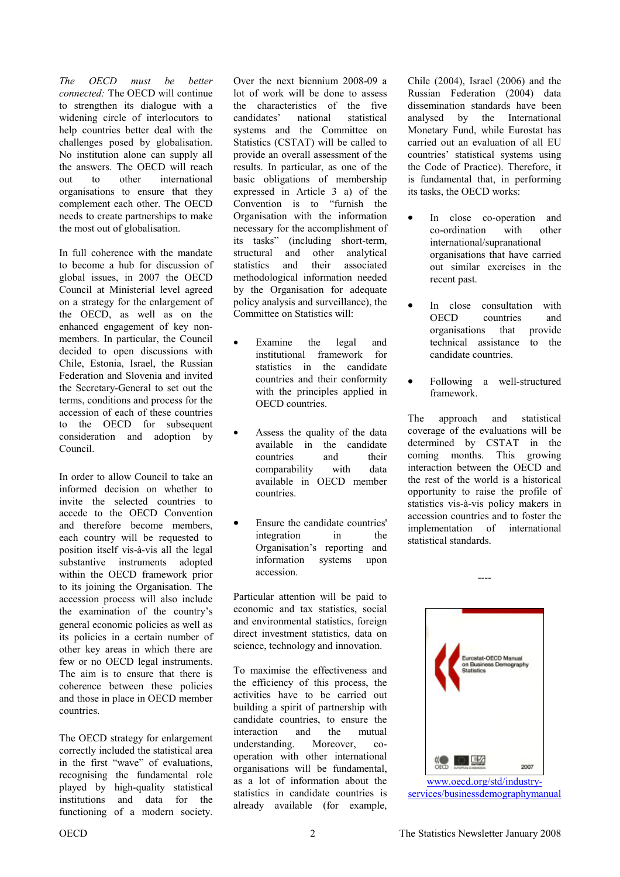*The OECD must be better connected:* The OECD will continue to strengthen its dialogue with a widening circle of interlocutors to help countries better deal with the challenges posed by globalisation. No institution alone can supply all the answers. The OECD will reach out to other international organisations to ensure that they complement each other. The OECD needs to create partnerships to make the most out of globalisation.

In full coherence with the mandate to become a hub for discussion of global issues, in 2007 the OECD Council at Ministerial level agreed on a strategy for the enlargement of the OECD, as well as on the enhanced engagement of key non-members. In particular, the Council decided to open discussions with Chile, Estonia, Israel, the Russian Federation and Slovenia and invited the Secretary-General to set out the terms, conditions and process for the accession of each of these countries to the OECD for subsequent consideration and adoption by Council.

In order to allow Council to take an informed decision on whether to invite the selected countries to accede to the OECD Convention and therefore become members, each country will be requested to position itself vis-à-vis all the legal substantive instruments adopted within the OECD framework prior to its joining the Organisation. The accession process will also include the examination of the country's general economic policies as well as its policies in a certain number of other key areas in which there are few or no OECD legal instruments. The aim is to ensure that there is coherence between these policies and those in place in OECD member countries.

The OECD strategy for enlargement correctly included the statistical area in the first "wave" of evaluations, recognising the fundamental role played by high-quality statistical institutions and data for the functioning of a modern society. Over the next biennium 2008-09 a lot of work will be done to assess the characteristics of the five candidates' national statistical systems and the Committee on Statistics (CSTAT) will be called to provide an overall assessment of the results. In particular, as one of the basic obligations of membership expressed in Article 3 a) of the Convention is to "furnish the Organisation with the information necessary for the accomplishment of its tasks" (including short-term, structural and other analytical statistics and their associated methodological information needed by the Organisation for adequate policy analysis and surveillance), the Committee on Statistics will:

- Examine the legal and institutional framework for statistics in the candidate countries and their conformity with the principles applied in OECD countries.
- Assess the quality of the data available in the candidate countries and their comparability with data available in OECD member countries.
- Ensure the candidate countries' integration in the Organisation's reporting and information systems upon accession.

Particular attention will be paid to economic and tax statistics, social and environmental statistics, foreign direct investment statistics, data on science, technology and innovation.

To maximise the effectiveness and the efficiency of this process, the activities have to be carried out building a spirit of partnership with candidate countries, to ensure the interaction and the mutual understanding. Moreover, co-operation with other international organisations will be fundamental, as a lot of information about the statistics in candidate countries is already available (for example, Chile (2004), Israel (2006) and the Russian Federation (2004) data dissemination standards have been analysed by the International Monetary Fund, while Eurostat has carried out an evaluation of all EU countries' statistical systems using the Code of Practice). Therefore, it is fundamental that, in performing its tasks, the OECD works:

- In close co-operation and co-ordination with other international/supranational organisations that have carried out similar exercises in the recent past.
- In close consultation with OECD countries and organisations that provide technical assistance to the candidate countries.
- Following a well-structured framework.

The approach and statistical coverage of the evaluations will be determined by CSTAT in the coming months. This growing interaction between the OECD and the rest of the world is a historical opportunity to raise the profile of statistics vis-à-vis policy makers in accession countries and to foster the implementation of international statistical standards.

----

Eurostat-OECD Manual on Business Demography Statistics 2007

www.oecd.org/std/industry-services/businessdemographymanual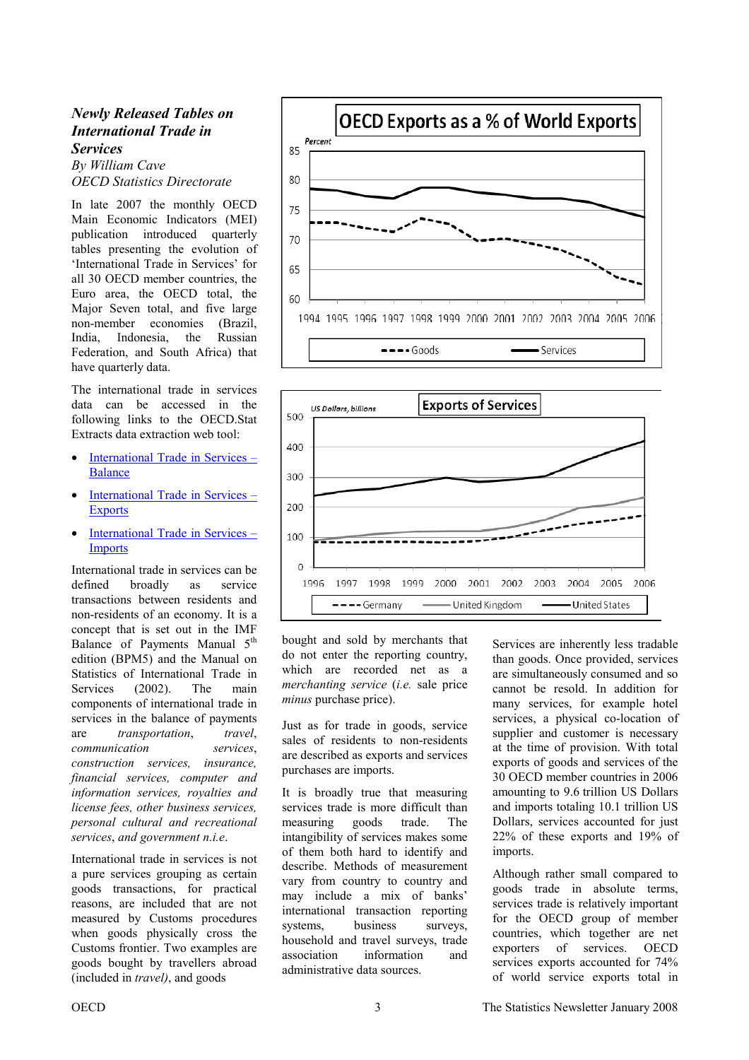### *Newly Released Tables on International Trade in Services*

*By William Cave*
*OECD Statistics Directorate*

In late 2007 the monthly OECD Main Economic Indicators (MEI) publication introduced quarterly tables presenting the evolution of 'International Trade in Services' for all 30 OECD member countries, the Euro area, the OECD total, the Major Seven total, and five large non-member economies (Brazil, India, Indonesia, the Russian Federation, and South Africa) that have quarterly data.

The international trade in services data can be accessed in the following links to the OECD.Stat Extracts data extraction web tool:

- International Trade in Services – Balance
- International Trade in Services – Exports
- International Trade in Services – Imports

International trade in services can be defined broadly as service transactions between residents and non-residents of an economy. It is a concept that is set out in the IMF Balance of Payments Manual 5th edition (BPM5) and the Manual on Statistics of International Trade in Services (2002). The main components of international trade in services in the balance of payments are *transportation*, *travel*, *communication services*, *construction services*, *insurance*, *financial services*, *computer and information services*, *royalties and license fees*, *other business services*, *personal cultural and recreational services*, *and government n.i.e*.

International trade in services is not a pure services grouping as certain goods transactions, for practical reasons, are included that are not measured by Customs procedures when goods physically cross the Customs frontier. Two examples are goods bought by travellers abroad (included in *travel)*, and goods bought and sold by merchants that do not enter the reporting country, which are recorded net as a *merchanting service* (*i.e.* sale price *minus* purchase price).

Just as for trade in goods, service sales of residents to non-residents are described as exports and services purchases are imports.

It is broadly true that measuring services trade is more difficult than measuring goods trade. The intangibility of services makes some of them both hard to identify and describe. Methods of measurement vary from country to country and may include a mix of banks' international transaction reporting systems, business surveys, household and travel surveys, trade association information and administrative data sources.

Services are inherently less tradable than goods. Once provided, services are simultaneously consumed and so cannot be resold. In addition for many services, for example hotel services, a physical co-location of supplier and customer is necessary at the time of provision. With total exports of goods and services of the 30 OECD member countries in 2006 amounting to 9.6 trillion US Dollars and imports totaling 10.1 trillion US Dollars, services accounted for just 22% of these exports and 19% of imports.

Although rather small compared to goods trade in absolute terms, services trade is relatively important for the OECD group of member countries, which together are net exporters of services. OECD services exports accounted for 74% of world service exports total in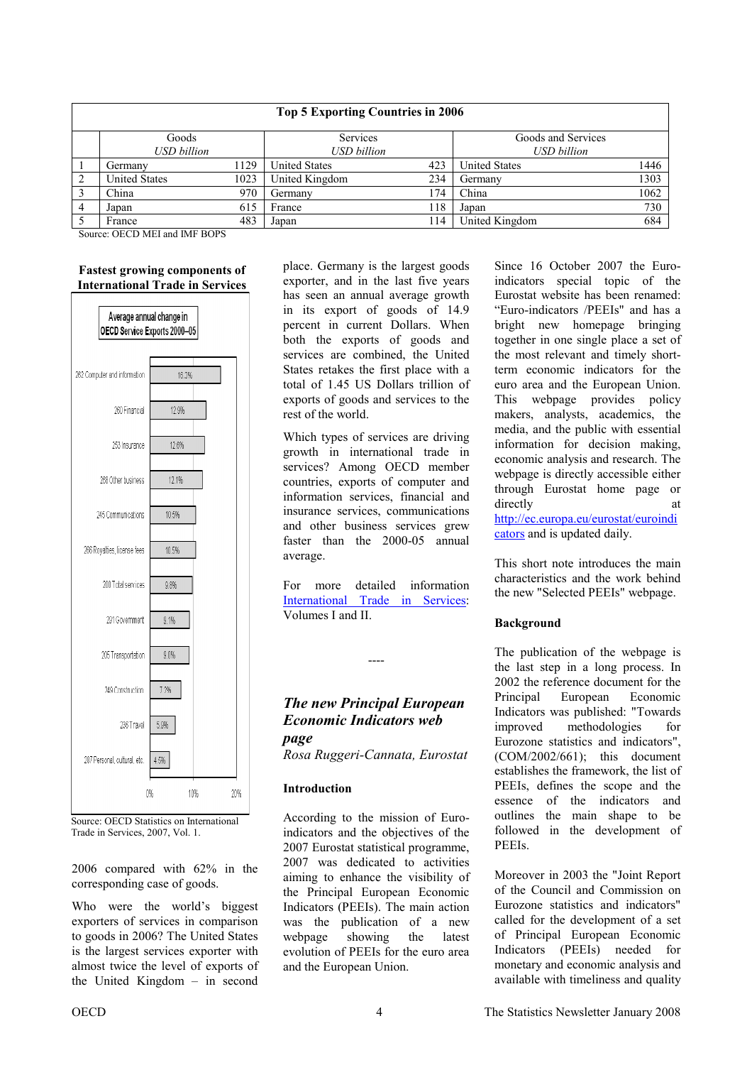**Top 5 Exporting Countries in 2006**

| | Goods USD billion | | Services USD billion | | Goods and Services USD billion | |
|---|---|---|---|---|---|---|
| 1 | Germany | 1129 | United States | 423 | United States | 1446 |
| 2 | United States | 1023 | United Kingdom | 234 | Germany | 1303 |
| 3 | China | 970 | Germany | 174 | China | 1062 |
| 4 | Japan | 615 | France | 118 | Japan | 730 |
| 5 | France | 483 | Japan | 114 | United Kingdom | 684 |

Source: OECD MEI and IMF BOPS

**Fastest growing components of International Trade in Services**

Average annual change in OECD Service Exports 2000–05

| Component | Change |
|---|---|
| 262 Computer and information | 16.0% |
| 260 Financial | 12.9% |
| 253 Insurance | 12.6% |
| 268 Other business | 12.1% |
| 245 Communications | 10.5% |
| 266 Royalties, license fees | 10.5% |
| 200 Total services | 9.8% |
| 291 Government | 9.1% |
| 205 Transportation | 9.0% |
| 249 Construction | 7.2% |
| 236 Travel | 5.8% |
| 287 Personal, cultural, etc. | 4.5% |

Source: OECD Statistics on International Trade in Services, 2007, Vol. 1.

2006 compared with 62% in the corresponding case of goods.

Who were the world's biggest exporters of services in comparison to goods in 2006? The United States is the largest services exporter with almost twice the level of exports of the United Kingdom – in second place. Germany is the largest goods exporter, and in the last five years has seen an annual average growth in its export of goods of 14.9 percent in current Dollars. When both the exports of goods and services are combined, the United States retakes the first place with a total of 1.45 US Dollars trillion of exports of goods and services to the rest of the world.

Which types of services are driving growth in international trade in services? Among OECD member countries, exports of computer and information services, financial and insurance services, communications and other business services grew faster than the 2000-05 annual average.

For more detailed information International Trade in Services: Volumes I and II.

----

## *The new Principal European Economic Indicators web page*

*Rosa Ruggeri-Cannata, Eurostat*

### Introduction

According to the mission of Euro-indicators and the objectives of the 2007 Eurostat statistical programme, 2007 was dedicated to activities aiming to enhance the visibility of the Principal European Economic Indicators (PEEIs). The main action was the publication of a new webpage showing the latest evolution of PEEIs for the euro area and the European Union.

Since 16 October 2007 the Euro-indicators special topic of the Eurostat website has been renamed: "Euro-indicators /PEEIs" and has a bright new homepage bringing together in one single place a set of the most relevant and timely short-term economic indicators for the euro area and the European Union. This webpage provides policy makers, analysts, academics, the media, and the public with essential information for decision making, economic analysis and research. The webpage is directly accessible either through Eurostat home page or directly at http://ec.europa.eu/eurostat/euroindicators and is updated daily.

This short note introduces the main characteristics and the work behind the new "Selected PEEIs" webpage.

### Background

The publication of the webpage is the last step in a long process. In 2002 the reference document for the Principal European Economic Indicators was published: "Towards improved methodologies for Eurozone statistics and indicators", (COM/2002/661); this document establishes the framework, the list of PEEIs, defines the scope and the essence of the indicators and outlines the main shape to be followed in the development of PEEIs.

Moreover in 2003 the "Joint Report of the Council and Commission on Eurozone statistics and indicators" called for the development of a set of Principal European Economic Indicators (PEEIs) needed for monetary and economic analysis and available with timeliness and quality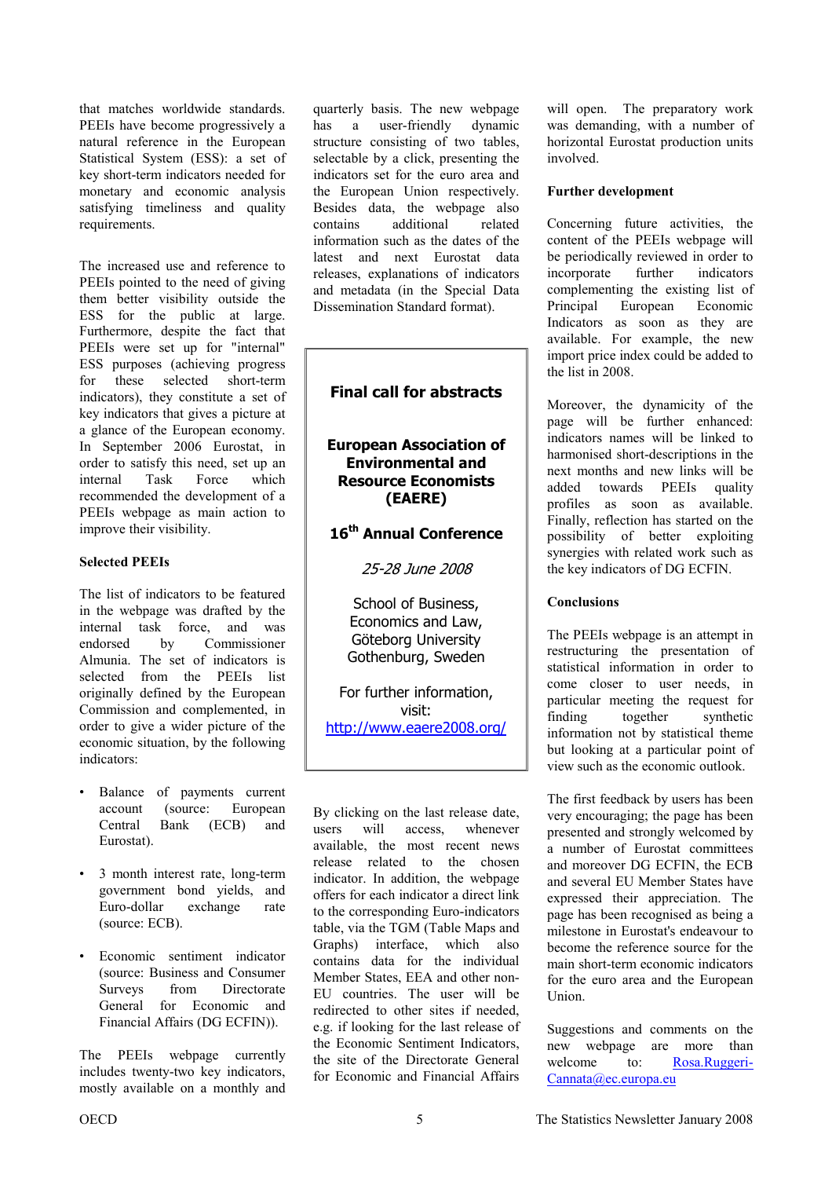that matches worldwide standards. PEEIs have become progressively a natural reference in the European Statistical System (ESS): a set of key short-term indicators needed for monetary and economic analysis satisfying timeliness and quality requirements.

The increased use and reference to PEEIs pointed to the need of giving them better visibility outside the ESS for the public at large. Furthermore, despite the fact that PEEIs were set up for "internal" ESS purposes (achieving progress for these selected short-term indicators), they constitute a set of key indicators that gives a picture at a glance of the European economy. In September 2006 Eurostat, in order to satisfy this need, set up an internal Task Force which recommended the development of a PEEIs webpage as main action to improve their visibility.

**Selected PEEIs**

The list of indicators to be featured in the webpage was drafted by the internal task force, and was endorsed by Commissioner Almunia. The set of indicators is selected from the PEEIs list originally defined by the European Commission and complemented, in order to give a wider picture of the economic situation, by the following indicators:

- Balance of payments current account (source: European Central Bank (ECB) and Eurostat).
- 3 month interest rate, long-term government bond yields, and Euro-dollar exchange rate (source: ECB).
- Economic sentiment indicator (source: Business and Consumer Surveys from Directorate General for Economic and Financial Affairs (DG ECFIN)).

The PEEIs webpage currently includes twenty-two key indicators, mostly available on a monthly and quarterly basis. The new webpage has a user-friendly dynamic structure consisting of two tables, selectable by a click, presenting the indicators set for the euro area and the European Union respectively. Besides data, the webpage also contains additional related information such as the dates of the latest and next Eurostat data releases, explanations of indicators and metadata (in the Special Data Dissemination Standard format).

> **Final call for abstracts**
>
> **European Association of Environmental and Resource Economists (EAERE)**
>
> **16th Annual Conference**
>
> *25-28 June 2008*
>
> School of Business, Economics and Law, Göteborg University Gothenburg, Sweden
>
> For further information, visit: http://www.eaere2008.org/

By clicking on the last release date, users will access, whenever available, the most recent news release related to the chosen indicator. In addition, the webpage offers for each indicator a direct link to the corresponding Euro-indicators table, via the TGM (Table Maps and Graphs) interface, which also contains data for the individual Member States, EEA and other non-EU countries. The user will be redirected to other sites if needed, e.g. if looking for the last release of the Economic Sentiment Indicators, the site of the Directorate General for Economic and Financial Affairs will open. The preparatory work was demanding, with a number of horizontal Eurostat production units involved.

**Further development**

Concerning future activities, the content of the PEEIs webpage will be periodically reviewed in order to incorporate further indicators complementing the existing list of Principal European Economic Indicators as soon as they are available. For example, the new import price index could be added to the list in 2008.

Moreover, the dynamicity of the page will be further enhanced: indicators names will be linked to harmonised short-descriptions in the next months and new links will be added towards PEEIs quality profiles as soon as available. Finally, reflection has started on the possibility of better exploiting synergies with related work such as the key indicators of DG ECFIN.

**Conclusions**

The PEEIs webpage is an attempt in restructuring the presentation of statistical information in order to come closer to user needs, in particular meeting the request for finding together synthetic information not by statistical theme but looking at a particular point of view such as the economic outlook.

The first feedback by users has been very encouraging; the page has been presented and strongly welcomed by a number of Eurostat committees and moreover DG ECFIN, the ECB and several EU Member States have expressed their appreciation. The page has been recognised as being a milestone in Eurostat's endeavour to become the reference source for the main short-term economic indicators for the euro area and the European Union.

Suggestions and comments on the new webpage are more than welcome to: Rosa.Ruggeri-Cannata@ec.europa.eu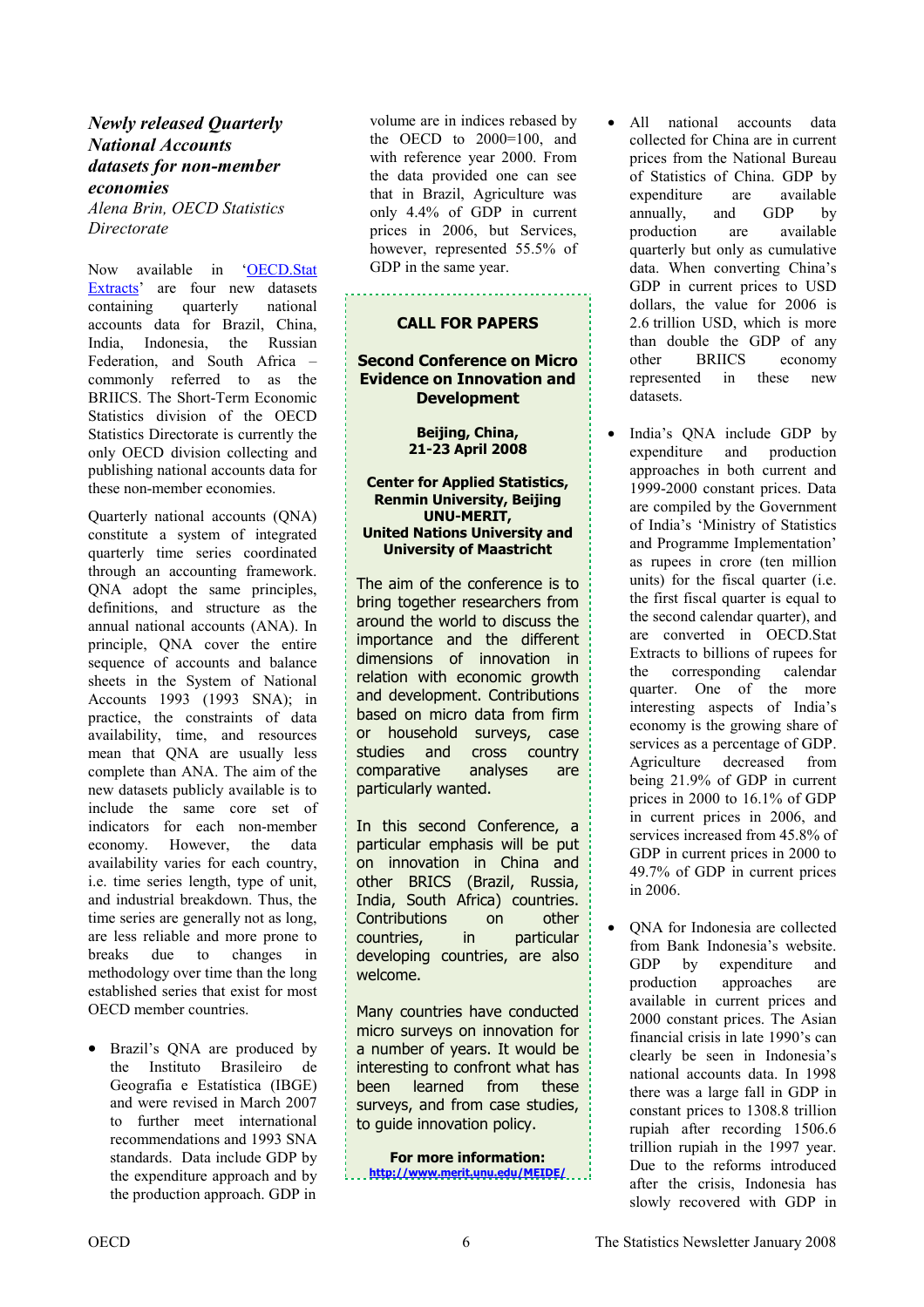## *Newly released Quarterly National Accounts datasets for non-member economies*

*Alena Brin, OECD Statistics Directorate*

Now available in '[OECD.Stat Extracts](OECD.Stat Extracts)' are four new datasets containing quarterly national accounts data for Brazil, China, India, Indonesia, the Russian Federation, and South Africa – commonly referred to as the BRIICS. The Short-Term Economic Statistics division of the OECD Statistics Directorate is currently the only OECD division collecting and publishing national accounts data for these non-member economies.

Quarterly national accounts (QNA) constitute a system of integrated quarterly time series coordinated through an accounting framework. QNA adopt the same principles, definitions, and structure as the annual national accounts (ANA). In principle, QNA cover the entire sequence of accounts and balance sheets in the System of National Accounts 1993 (1993 SNA); in practice, the constraints of data availability, time, and resources mean that QNA are usually less complete than ANA. The aim of the new datasets publicly available is to include the same core set of indicators for each non-member economy. However, the data availability varies for each country, i.e. time series length, type of unit, and industrial breakdown. Thus, the time series are generally not as long, are less reliable and more prone to breaks due to changes in methodology over time than the long established series that exist for most OECD member countries.

- Brazil's QNA are produced by the Instituto Brasileiro de Geografia e Estatística (IBGE) and were revised in March 2007 to further meet international recommendations and 1993 SNA standards. Data include GDP by the expenditure approach and by the production approach. GDP in volume are in indices rebased by the OECD to 2000=100, and with reference year 2000. From the data provided one can see that in Brazil, Agriculture was only 4.4% of GDP in current prices in 2006, but Services, however, represented 55.5% of GDP in the same year.

- All national accounts data collected for China are in current prices from the National Bureau of Statistics of China. GDP by expenditure are available annually, and GDP by production are available quarterly but only as cumulative data. When converting China's GDP in current prices to USD dollars, the value for 2006 is 2.6 trillion USD, which is more than double the GDP of any other BRIICS economy represented in these new datasets.

- India's QNA include GDP by expenditure and production approaches in both current and 1999-2000 constant prices. Data are compiled by the Government of India's 'Ministry of Statistics and Programme Implementation' as rupees in crore (ten million units) for the fiscal quarter (i.e. the first fiscal quarter is equal to the second calendar quarter), and are converted in OECD.Stat Extracts to billions of rupees for the corresponding calendar quarter. One of the more interesting aspects of India's economy is the growing share of services as a percentage of GDP. Agriculture decreased from being 21.9% of GDP in current prices in 2000 to 16.1% of GDP in current prices in 2006, and services increased from 45.8% of GDP in current prices in 2000 to 49.7% of GDP in current prices in 2006.

- QNA for Indonesia are collected from Bank Indonesia's website. GDP by expenditure and production approaches are available in current prices and 2000 constant prices. The Asian financial crisis in late 1990's can clearly be seen in Indonesia's national accounts data. In 1998 there was a large fall in GDP in constant prices to 1308.8 trillion rupiah after recording 1506.6 trillion rupiah in the 1997 year. Due to the reforms introduced after the crisis, Indonesia has slowly recovered with GDP in

---

**CALL FOR PAPERS**

**Second Conference on Micro Evidence on Innovation and Development**

**Beijing, China, 21-23 April 2008**

**Center for Applied Statistics, Renmin University, Beijing UNU-MERIT, United Nations University and University of Maastricht**

The aim of the conference is to bring together researchers from around the world to discuss the importance and the different dimensions of innovation in relation with economic growth and development. Contributions based on micro data from firm or household surveys, case studies and cross country comparative analyses are particularly wanted.

In this second Conference, a particular emphasis will be put on innovation in China and other BRICS (Brazil, Russia, India, South Africa) countries. Contributions on other countries, in particular developing countries, are also welcome.

Many countries have conducted micro surveys on innovation for a number of years. It would be interesting to confront what has been learned from these surveys, and from case studies, to guide innovation policy.

**For more information:** http://www.merit.unu.edu/MEIDE/

---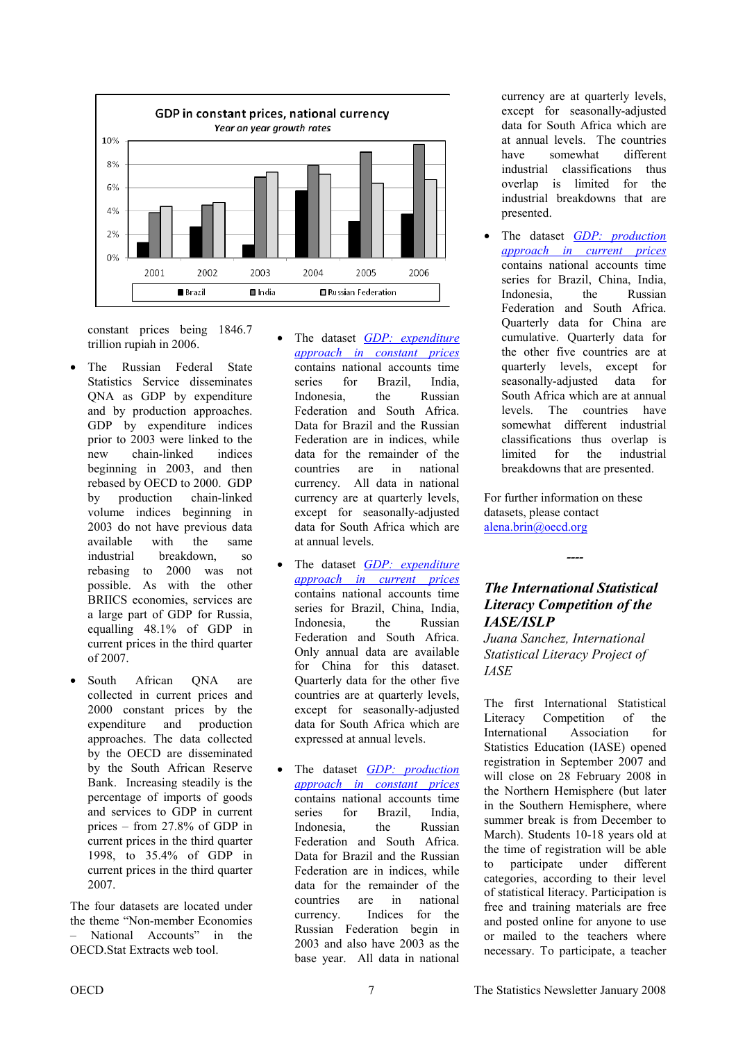GDP in constant prices, national currency

*Year on year growth rates*

constant prices being 1846.7 trillion rupiah in 2006.

- The Russian Federal State Statistics Service disseminates QNA as GDP by expenditure and by production approaches. GDP by expenditure indices prior to 2003 were linked to the new chain-linked indices beginning in 2003, and then rebased by OECD to 2000. GDP by production chain-linked volume indices beginning in 2003 do not have previous data available with the same industrial breakdown, so rebasing to 2000 was not possible. As with the other BRIICS economies, services are a large part of GDP for Russia, equalling 48.1% of GDP in current prices in the third quarter of 2007.

- South African QNA are collected in current prices and 2000 constant prices by the expenditure and production approaches. The data collected by the OECD are disseminated by the South African Reserve Bank. Increasing steadily is the percentage of imports of goods and services to GDP in current prices – from 27.8% of GDP in current prices in the third quarter 1998, to 35.4% of GDP in current prices in the third quarter 2007.

The four datasets are located under the theme "Non-member Economies – National Accounts" in the OECD.Stat Extracts web tool.

- The dataset [GDP: expenditure approach in constant prices]() contains national accounts time series for Brazil, India, Indonesia, the Russian Federation and South Africa. Data for Brazil and the Russian Federation are in indices, while data for the remainder of the countries are in national currency. All data in national currency are at quarterly levels, except for seasonally-adjusted data for South Africa which are at annual levels.

- The dataset [GDP: expenditure approach in current prices]() contains national accounts time series for Brazil, China, India, Indonesia, the Russian Federation and South Africa. Only annual data are available for China for this dataset. Quarterly data for the other five countries are at quarterly levels, except for seasonally-adjusted data for South Africa which are expressed at annual levels.

- The dataset [GDP: production approach in constant prices]() contains national accounts time series for Brazil, India, Indonesia, the Russian Federation and South Africa. Data for Brazil and the Russian Federation are in indices, while data for the remainder of the countries are in national currency. Indices for the Russian Federation begin in 2003 and also have 2003 as the base year. All data in national currency are at quarterly levels, except for seasonally-adjusted data for South Africa which are at annual levels. The countries have somewhat different industrial classifications thus overlap is limited for the industrial breakdowns that are presented.

- The dataset [GDP: production approach in current prices]() contains national accounts time series for Brazil, China, India, Indonesia, the Russian Federation and South Africa. Quarterly data for China are cumulative. Quarterly data for the other five countries are at quarterly levels, except for seasonally-adjusted data for South Africa which are at annual levels. The countries have somewhat different industrial classifications thus overlap is limited for the industrial breakdowns that are presented.

For further information on these datasets, please contact [alena.brin@oecd.org](mailto:alena.brin@oecd.org)

----

## *The International Statistical Literacy Competition of the IASE/ISLP*

*Juana Sanchez, International Statistical Literacy Project of IASE*

The first International Statistical Literacy Competition of the International Association for Statistics Education (IASE) opened registration in September 2007 and will close on 28 February 2008 in the Northern Hemisphere (but later in the Southern Hemisphere, where summer break is from December to March). Students 10-18 years old at the time of registration will be able to participate under different categories, according to their level of statistical literacy. Participation is free and training materials are free and posted online for anyone to use or mailed to the teachers where necessary. To participate, a teacher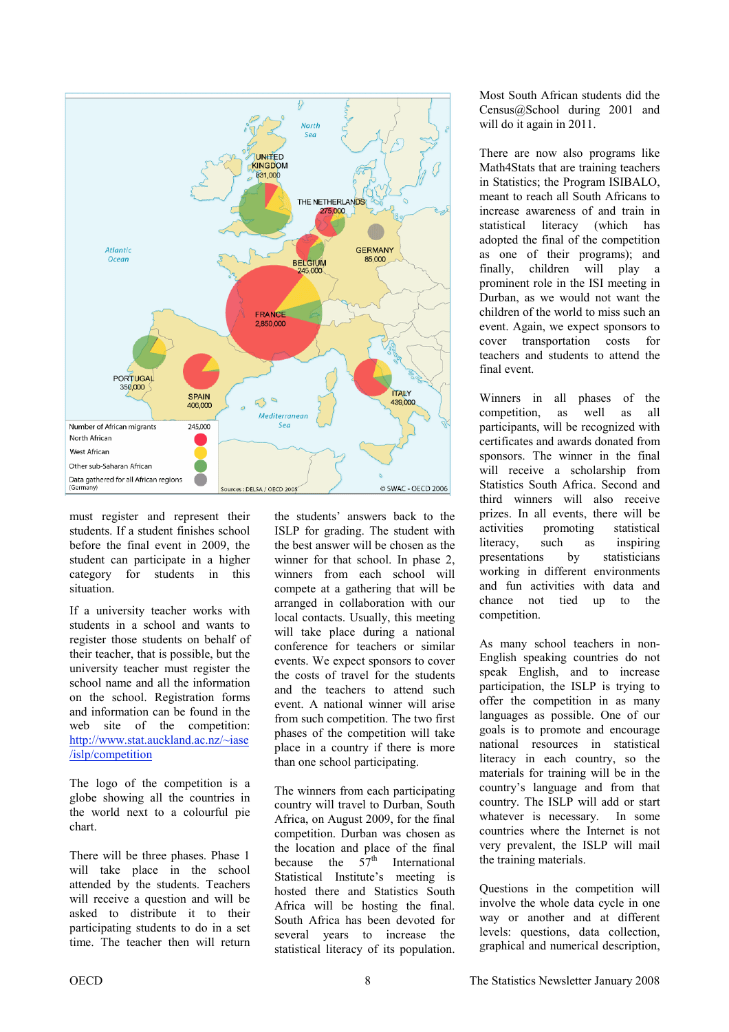must register and represent their students. If a student finishes school before the final event in 2009, the student can participate in a higher category for students in this situation.

If a university teacher works with students in a school and wants to register those students on behalf of their teacher, that is possible, but the university teacher must register the school name and all the information on the school. Registration forms and information can be found in the web site of the competition: http://www.stat.auckland.ac.nz/~iase/islp/competition

The logo of the competition is a globe showing all the countries in the world next to a colourful pie chart.

There will be three phases. Phase 1 will take place in the school attended by the students. Teachers will receive a question and will be asked to distribute it to their participating students to do in a set time. The teacher then will return the students' answers back to the ISLP for grading. The student with the best answer will be chosen as the winner for that school. In phase 2, winners from each school will compete at a gathering that will be arranged in collaboration with our local contacts. Usually, this meeting will take place during a national conference for teachers or similar events. We expect sponsors to cover the costs of travel for the students and the teachers to attend such event. A national winner will arise from such competition. The two first phases of the competition will take place in a country if there is more than one school participating.

The winners from each participating country will travel to Durban, South Africa, on August 2009, for the final competition. Durban was chosen as the location and place of the final because the 57th International Statistical Institute's meeting is hosted there and Statistics South Africa will be hosting the final. South Africa has been devoted for several years to increase the statistical literacy of its population. Most South African students did the Census@School during 2001 and will do it again in 2011.

There are now also programs like Math4Stats that are training teachers in Statistics; the Program ISIBALO, meant to reach all South Africans to increase awareness of and train in statistical literacy (which has adopted the final of the competition as one of their programs); and finally, children will play a prominent role in the ISI meeting in Durban, as we would not want the children of the world to miss such an event. Again, we expect sponsors to cover transportation costs for teachers and students to attend the final event.

Winners in all phases of the competition, as well as all participants, will be recognized with certificates and awards donated from sponsors. The winner in the final will receive a scholarship from Statistics South Africa. Second and third winners will also receive prizes. In all events, there will be activities promoting statistical literacy, such as inspiring presentations by statisticians working in different environments and fun activities with data and chance not tied up to the competition.

As many school teachers in non-English speaking countries do not speak English, and to increase participation, the ISLP is trying to offer the competition in as many languages as possible. One of our goals is to promote and encourage national resources in statistical literacy in each country, so the materials for training will be in the country's language and from that country. The ISLP will add or start whatever is necessary. In some countries where the Internet is not very prevalent, the ISLP will mail the training materials.

Questions in the competition will involve the whole data cycle in one way or another and at different levels: questions, data collection, graphical and numerical description,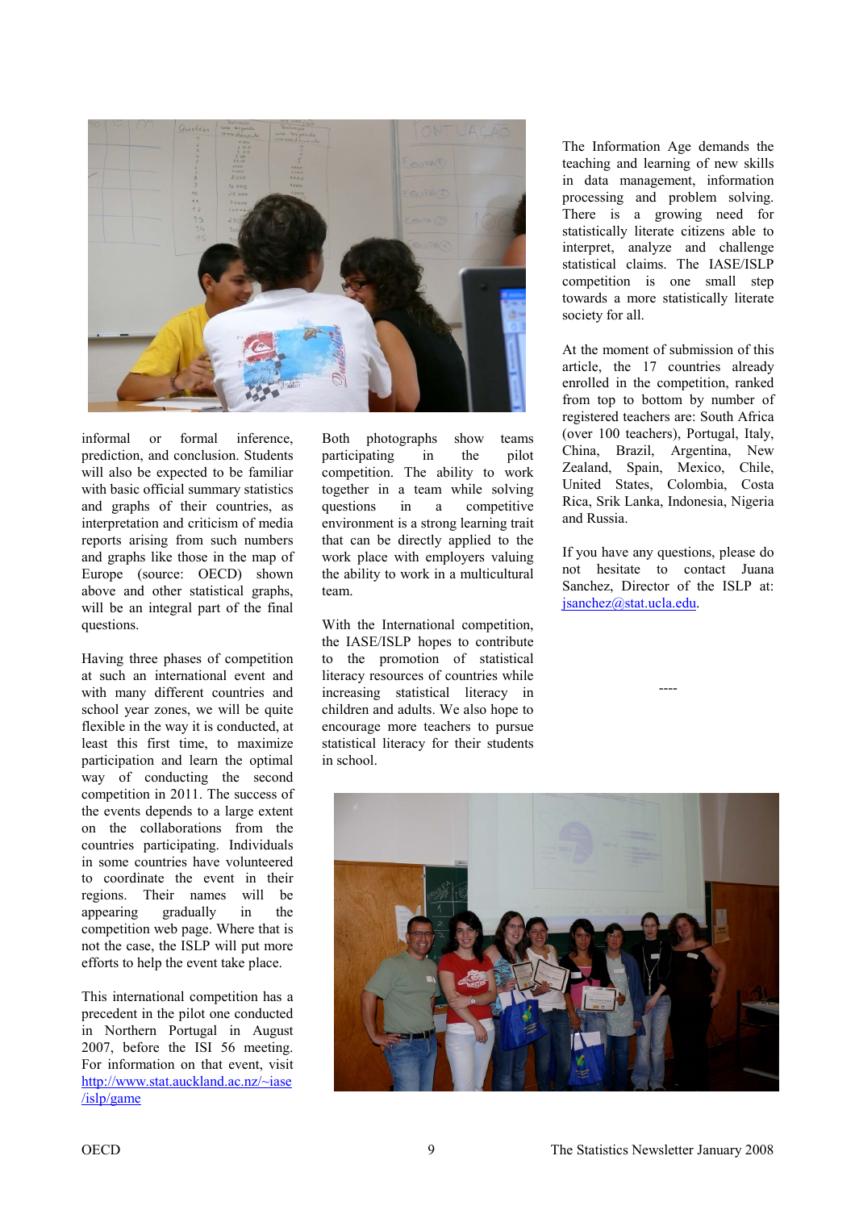informal or formal inference, prediction, and conclusion. Students will also be expected to be familiar with basic official summary statistics and graphs of their countries, as interpretation and criticism of media reports arising from such numbers and graphs like those in the map of Europe (source: OECD) shown above and other statistical graphs, will be an integral part of the final questions.

Having three phases of competition at such an international event and with many different countries and school year zones, we will be quite flexible in the way it is conducted, at least this first time, to maximize participation and learn the optimal way of conducting the second competition in 2011. The success of the events depends to a large extent on the collaborations from the countries participating. Individuals in some countries have volunteered to coordinate the event in their regions. Their names will be appearing gradually in the competition web page. Where that is not the case, the ISLP will put more efforts to help the event take place.

This international competition has a precedent in the pilot one conducted in Northern Portugal in August 2007, before the ISI 56 meeting. For information on that event, visit [http://www.stat.auckland.ac.nz/~iase/islp/game](http://www.stat.auckland.ac.nz/~iase/islp/game)

Both photographs show teams participating in the pilot competition. The ability to work together in a team while solving questions in a competitive environment is a strong learning trait that can be directly applied to the work place with employers valuing the ability to work in a multicultural team.

With the International competition, the IASE/ISLP hopes to contribute to the promotion of statistical literacy resources of countries while increasing statistical literacy in children and adults. We also hope to encourage more teachers to pursue statistical literacy for their students in school.

The Information Age demands the teaching and learning of new skills in data management, information processing and problem solving. There is a growing need for statistically literate citizens able to interpret, analyze and challenge statistical claims. The IASE/ISLP competition is one small step towards a more statistically literate society for all.

At the moment of submission of this article, the 17 countries already enrolled in the competition, ranked from top to bottom by number of registered teachers are: South Africa (over 100 teachers), Portugal, Italy, China, Brazil, Argentina, New Zealand, Spain, Mexico, Chile, United States, Colombia, Costa Rica, Srik Lanka, Indonesia, Nigeria and Russia.

If you have any questions, please do not hesitate to contact Juana Sanchez, Director of the ISLP at: [jsanchez@stat.ucla.edu](mailto:jsanchez@stat.ucla.edu).

----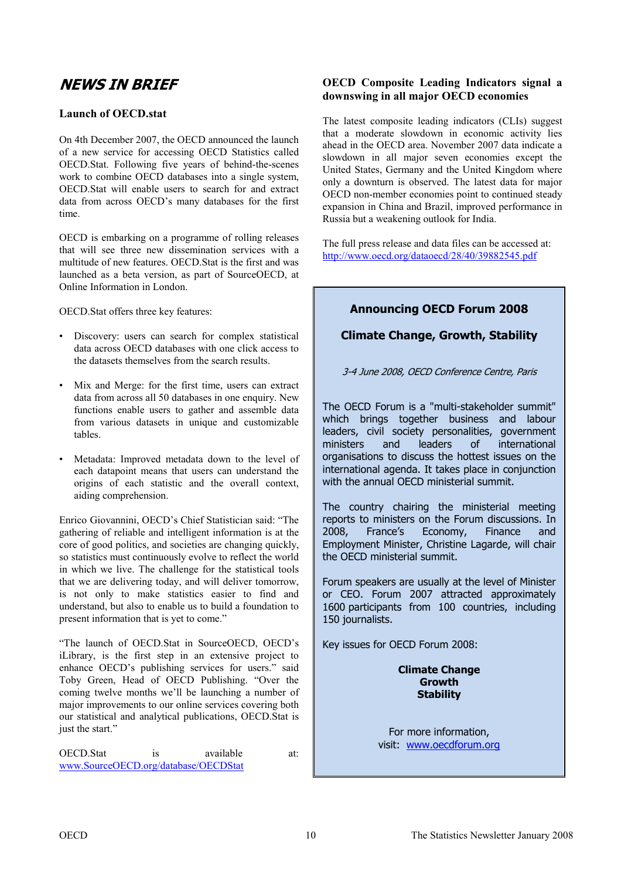# NEWS IN BRIEF

## Launch of OECD.stat

On 4th December 2007, the OECD announced the launch of a new service for accessing OECD Statistics called OECD.Stat. Following five years of behind-the-scenes work to combine OECD databases into a single system, OECD.Stat will enable users to search for and extract data from across OECD's many databases for the first time.

OECD is embarking on a programme of rolling releases that will see three new dissemination services with a multitude of new features. OECD.Stat is the first and was launched as a beta version, as part of SourceOECD, at Online Information in London.

OECD.Stat offers three key features:

- Discovery: users can search for complex statistical data across OECD databases with one click access to the datasets themselves from the search results.
- Mix and Merge: for the first time, users can extract data from across all 50 databases in one enquiry. New functions enable users to gather and assemble data from various datasets in unique and customizable tables.
- Metadata: Improved metadata down to the level of each datapoint means that users can understand the origins of each statistic and the overall context, aiding comprehension.

Enrico Giovannini, OECD's Chief Statistician said: "The gathering of reliable and intelligent information is at the core of good politics, and societies are changing quickly, so statistics must continuously evolve to reflect the world in which we live. The challenge for the statistical tools that we are delivering today, and will deliver tomorrow, is not only to make statistics easier to find and understand, but also to enable us to build a foundation to present information that is yet to come."

"The launch of OECD.Stat in SourceOECD, OECD's iLibrary, is the first step in an extensive project to enhance OECD's publishing services for users." said Toby Green, Head of OECD Publishing. "Over the coming twelve months we'll be launching a number of major improvements to our online services covering both our statistical and analytical publications, OECD.Stat is just the start."

OECD.Stat is available at: www.SourceOECD.org/database/OECDStat

## OECD Composite Leading Indicators signal a downswing in all major OECD economies

The latest composite leading indicators (CLIs) suggest that a moderate slowdown in economic activity lies ahead in the OECD area. November 2007 data indicate a slowdown in all major seven economies except the United States, Germany and the United Kingdom where only a downturn is observed. The latest data for major OECD non-member economies point to continued steady expansion in China and Brazil, improved performance in Russia but a weakening outlook for India.

The full press release and data files can be accessed at: http://www.oecd.org/dataoecd/28/40/39882545.pdf

## Announcing OECD Forum 2008

## Climate Change, Growth, Stability

*3-4 June 2008, OECD Conference Centre, Paris*

The OECD Forum is a "multi-stakeholder summit" which brings together business and labour leaders, civil society personalities, government ministers and leaders of international organisations to discuss the hottest issues on the international agenda. It takes place in conjunction with the annual OECD ministerial summit.

The country chairing the ministerial meeting reports to ministers on the Forum discussions. In 2008, France's Economy, Finance and Employment Minister, Christine Lagarde, will chair the OECD ministerial summit.

Forum speakers are usually at the level of Minister or CEO. Forum 2007 attracted approximately 1600 participants from 100 countries, including 150 journalists.

Key issues for OECD Forum 2008:

**Climate Change**
**Growth**
**Stability**

For more information, visit: www.oecdforum.org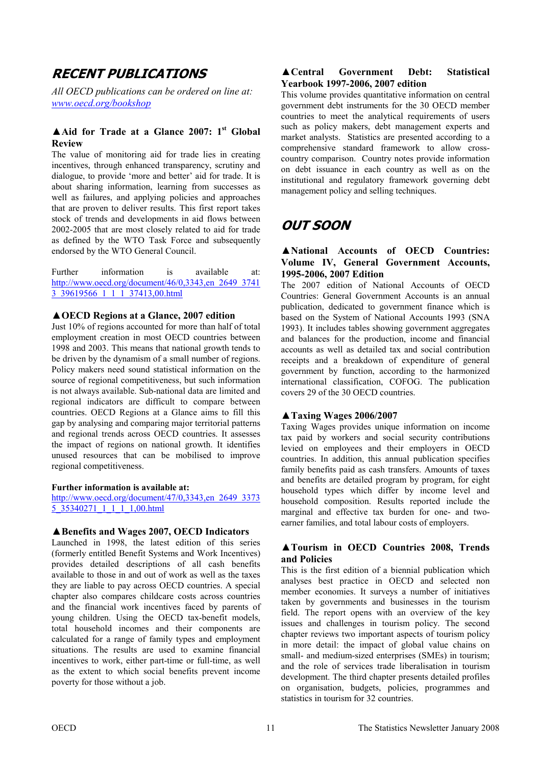## RECENT PUBLICATIONS

*All OECD publications can be ordered on line at:* [www.oecd.org/bookshop](www.oecd.org/bookshop)

### ▲Aid for Trade at a Glance 2007: 1st Global Review

The value of monitoring aid for trade lies in creating incentives, through enhanced transparency, scrutiny and dialogue, to provide 'more and better' aid for trade. It is about sharing information, learning from successes as well as failures, and applying policies and approaches that are proven to deliver results. This first report takes stock of trends and developments in aid flows between 2002-2005 that are most closely related to aid for trade as defined by the WTO Task Force and subsequently endorsed by the WTO General Council.

Further information is available at: http://www.oecd.org/document/46/0,3343,en_2649_37413_39619566_1_1_1_37413,00.html

### ▲OECD Regions at a Glance, 2007 edition

Just 10% of regions accounted for more than half of total employment creation in most OECD countries between 1998 and 2003. This means that national growth tends to be driven by the dynamism of a small number of regions. Policy makers need sound statistical information on the source of regional competitiveness, but such information is not always available. Sub-national data are limited and regional indicators are difficult to compare between countries. OECD Regions at a Glance aims to fill this gap by analysing and comparing major territorial patterns and regional trends across OECD countries. It assesses the impact of regions on national growth. It identifies unused resources that can be mobilised to improve regional competitiveness.

**Further information is available at:**
http://www.oecd.org/document/47/0,3343,en_2649_33735_35340271_1_1_1_1,00.html

### ▲Benefits and Wages 2007, OECD Indicators

Launched in 1998, the latest edition of this series (formerly entitled Benefit Systems and Work Incentives) provides detailed descriptions of all cash benefits available to those in and out of work as well as the taxes they are liable to pay across OECD countries. A special chapter also compares childcare costs across countries and the financial work incentives faced by parents of young children. Using the OECD tax-benefit models, total household incomes and their components are calculated for a range of family types and employment situations. The results are used to examine financial incentives to work, either part-time or full-time, as well as the extent to which social benefits prevent income poverty for those without a job.

### ▲Central Government Debt: Statistical Yearbook 1997-2006, 2007 edition

This volume provides quantitative information on central government debt instruments for the 30 OECD member countries to meet the analytical requirements of users such as policy makers, debt management experts and market analysts. Statistics are presented according to a comprehensive standard framework to allow cross-country comparison. Country notes provide information on debt issuance in each country as well as on the institutional and regulatory framework governing debt management policy and selling techniques.

## OUT SOON

### ▲National Accounts of OECD Countries: Volume IV, General Government Accounts, 1995-2006, 2007 Edition

The 2007 edition of National Accounts of OECD Countries: General Government Accounts is an annual publication, dedicated to government finance which is based on the System of National Accounts 1993 (SNA 1993). It includes tables showing government aggregates and balances for the production, income and financial accounts as well as detailed tax and social contribution receipts and a breakdown of expenditure of general government by function, according to the harmonized international classification, COFOG. The publication covers 29 of the 30 OECD countries.

### ▲Taxing Wages 2006/2007

Taxing Wages provides unique information on income tax paid by workers and social security contributions levied on employees and their employers in OECD countries. In addition, this annual publication specifies family benefits paid as cash transfers. Amounts of taxes and benefits are detailed program by program, for eight household types which differ by income level and household composition. Results reported include the marginal and effective tax burden for one- and two-earner families, and total labour costs of employers.

### ▲Tourism in OECD Countries 2008, Trends and Policies

This is the first edition of a biennial publication which analyses best practice in OECD and selected non member economies. It surveys a number of initiatives taken by governments and businesses in the tourism field. The report opens with an overview of the key issues and challenges in tourism policy. The second chapter reviews two important aspects of tourism policy in more detail: the impact of global value chains on small- and medium-sized enterprises (SMEs) in tourism; and the role of services trade liberalisation in tourism development. The third chapter presents detailed profiles on organisation, budgets, policies, programmes and statistics in tourism for 32 countries.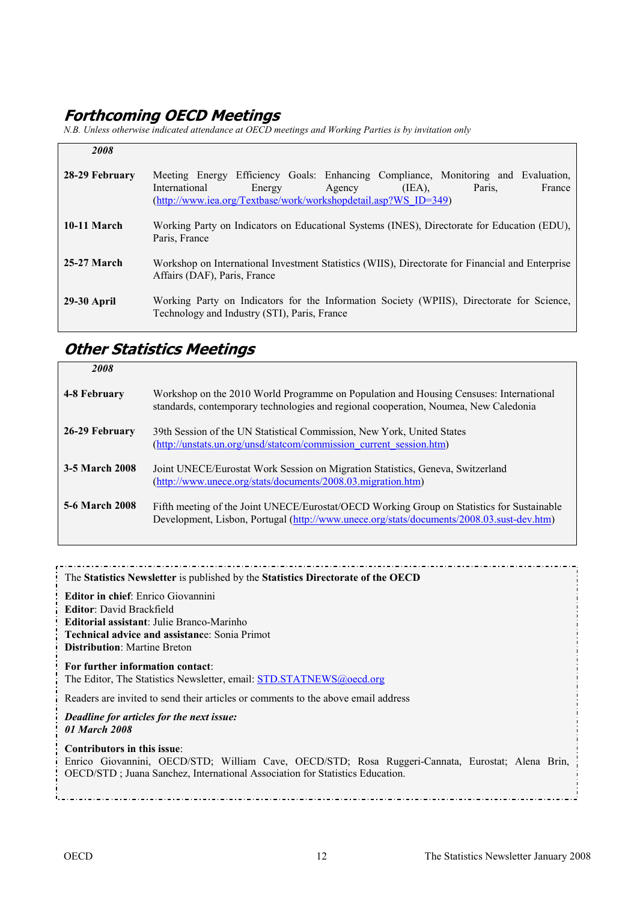## *Forthcoming OECD Meetings*

*N.B. Unless otherwise indicated attendance at OECD meetings and Working Parties is by invitation only*

| *2008* | |
|---|---|
| **28-29 February** | Meeting Energy Efficiency Goals: Enhancing Compliance, Monitoring and Evaluation, International Energy Agency (IEA), Paris, France (http://www.iea.org/Textbase/work/workshopdetail.asp?WS_ID=349) |
| **10-11 March** | Working Party on Indicators on Educational Systems (INES), Directorate for Education (EDU), Paris, France |
| **25-27 March** | Workshop on International Investment Statistics (WIIS), Directorate for Financial and Enterprise Affairs (DAF), Paris, France |
| **29-30 April** | Working Party on Indicators for the Information Society (WPIIS), Directorate for Science, Technology and Industry (STI), Paris, France |

## *Other Statistics Meetings*

| *2008* | |
|---|---|
| **4-8 February** | Workshop on the 2010 World Programme on Population and Housing Censuses: International standards, contemporary technologies and regional cooperation, Noumea, New Caledonia |
| **26-29 February** | 39th Session of the UN Statistical Commission, New York, United States (http://unstats.un.org/unsd/statcom/commission_current_session.htm) |
| **3-5 March 2008** | Joint UNECE/Eurostat Work Session on Migration Statistics, Geneva, Switzerland (http://www.unece.org/stats/documents/2008.03.migration.htm) |
| **5-6 March 2008** | Fifth meeting of the Joint UNECE/Eurostat/OECD Working Group on Statistics for Sustainable Development, Lisbon, Portugal (http://www.unece.org/stats/documents/2008.03.sust-dev.htm) |

The **Statistics Newsletter** is published by the **Statistics Directorate of the OECD**

**Editor in chief**: Enrico Giovannini
**Editor**: David Brackfield
**Editorial assistant**: Julie Branco-Marinho
**Technical advice and assistance**: Sonia Primot
**Distribution**: Martine Breton

**For further information contact**:
The Editor, The Statistics Newsletter, email: STD.STATNEWS@oecd.org

Readers are invited to send their articles or comments to the above email address

***Deadline for articles for the next issue:***
***01 March 2008***

**Contributors in this issue**:
Enrico Giovannini, OECD/STD; William Cave, OECD/STD; Rosa Ruggeri-Cannata, Eurostat; Alena Brin, OECD/STD ; Juana Sanchez, International Association for Statistics Education.